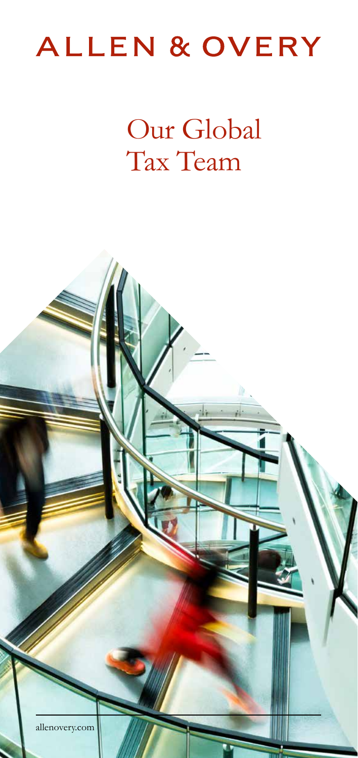# ALLEN & OVERY

## Our Global Tax Team

allenovery.com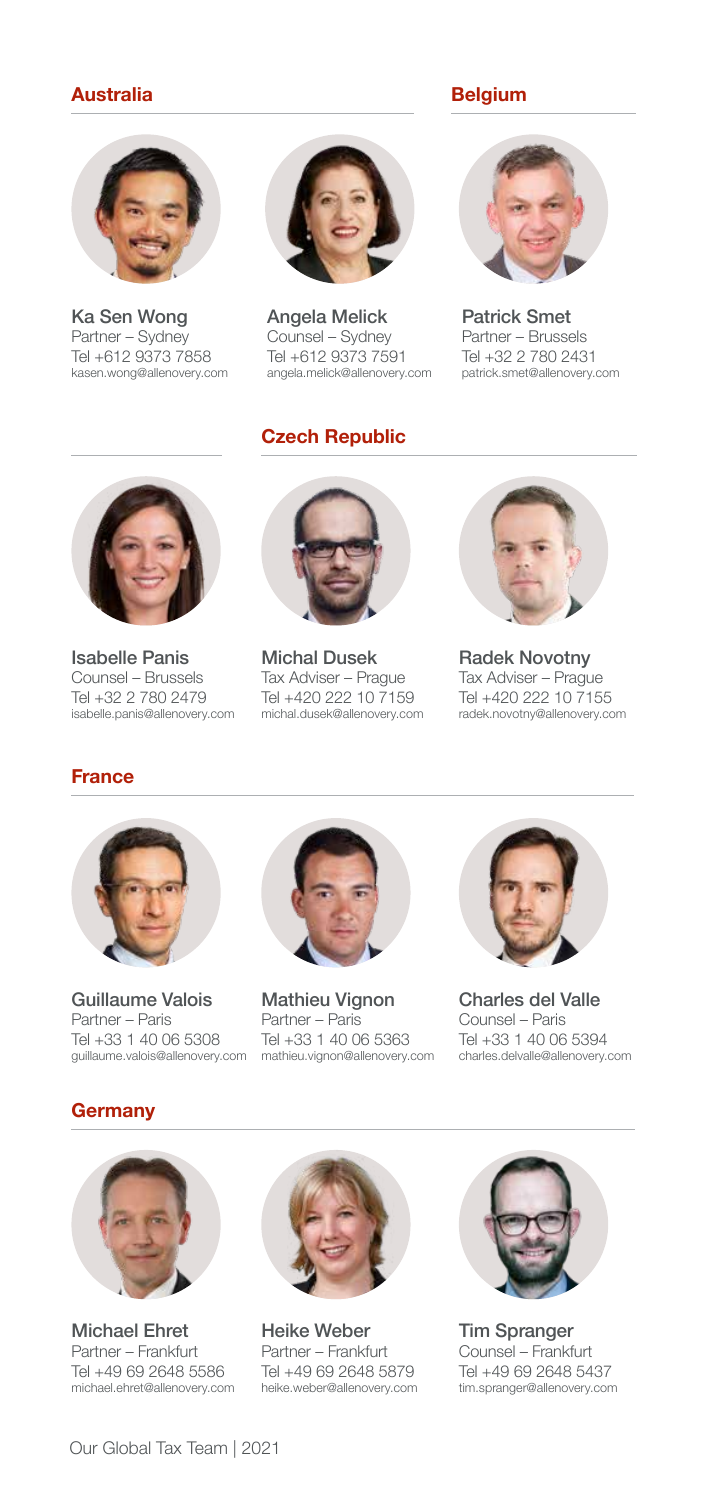## Australia

**Ka Sen Wong**
Partner – Sydney
Tel +612 9373 7858
kasen.wong@allenovery.com

**Angela Melick**
Counsel – Sydney
Tel +612 9373 7591
angela.melick@allenovery.com

## Belgium

**Patrick Smet**
Partner – Brussels
Tel +32 2 780 2431
patrick.smet@allenovery.com

**Isabelle Panis**
Counsel – Brussels
Tel +32 2 780 2479
isabelle.panis@allenovery.com

## Czech Republic

**Michal Dusek**
Tax Adviser – Prague
Tel +420 222 10 7159
michal.dusek@allenovery.com

**Radek Novotny**
Tax Adviser – Prague
Tel +420 222 10 7155
radek.novotny@allenovery.com

## France

**Guillaume Valois**
Partner – Paris
Tel +33 1 40 06 5308
guillaume.valois@allenovery.com

**Mathieu Vignon**
Partner – Paris
Tel +33 1 40 06 5363
mathieu.vignon@allenovery.com

**Charles del Valle**
Counsel – Paris
Tel +33 1 40 06 5394
charles.delvalle@allenovery.com

## Germany

**Michael Ehret**
Partner – Frankfurt
Tel +49 69 2648 5586
michael.ehret@allenovery.com

**Heike Weber**
Partner – Frankfurt
Tel +49 69 2648 5879
heike.weber@allenovery.com

**Tim Spranger**
Counsel – Frankfurt
Tel +49 69 2648 5437
tim.spranger@allenovery.com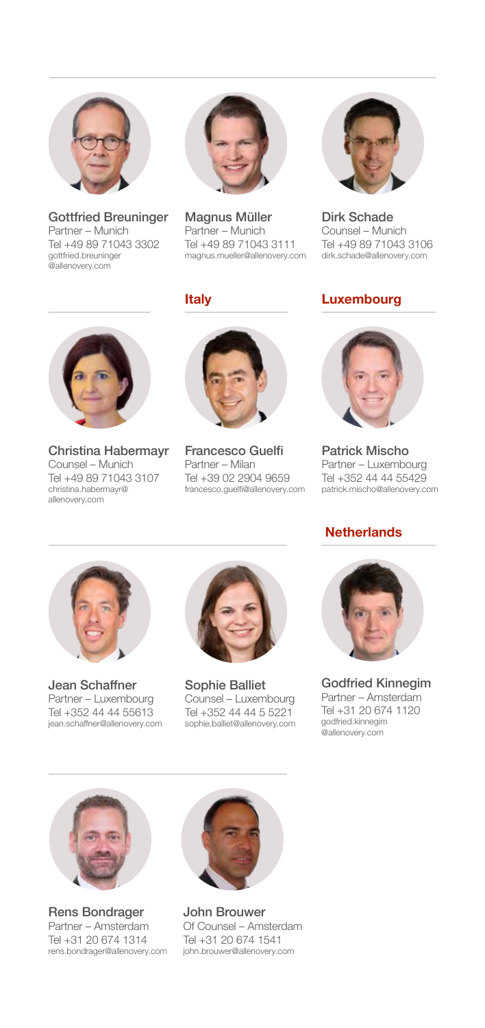**Gottfried Breuninger**
Partner – Munich
Tel +49 89 71043 3302
gottfried.breuninger@allenovery.com

**Magnus Müller**
Partner – Munich
Tel +49 89 71043 3111
magnus.mueller@allenovery.com

**Dirk Schade**
Counsel – Munich
Tel +49 89 71043 3106
dirk.schade@allenovery.com

**Christina Habermayr**
Counsel – Munich
Tel +49 89 71043 3107
christina.habermayr@allenovery.com

## Italy

**Francesco Guelfi**
Partner – Milan
Tel +39 02 2904 9659
francesco.guelfi@allenovery.com

## Luxembourg

**Patrick Mischo**
Partner – Luxembourg
Tel +352 44 44 55429
patrick.mischo@allenovery.com

**Jean Schaffner**
Partner – Luxembourg
Tel +352 44 44 55613
jean.schaffner@allenovery.com

**Sophie Balliet**
Counsel – Luxembourg
Tel +352 44 44 5 5221
sophie.balliet@allenovery.com

## Netherlands

**Godfried Kinnegim**
Partner – Amsterdam
Tel +31 20 674 1120
godfried.kinnegim@allenovery.com

**Rens Bondrager**
Partner – Amsterdam
Tel +31 20 674 1314
rens.bondrager@allenovery.com

**John Brouwer**
Of Counsel – Amsterdam
Tel +31 20 674 1541
john.brouwer@allenovery.com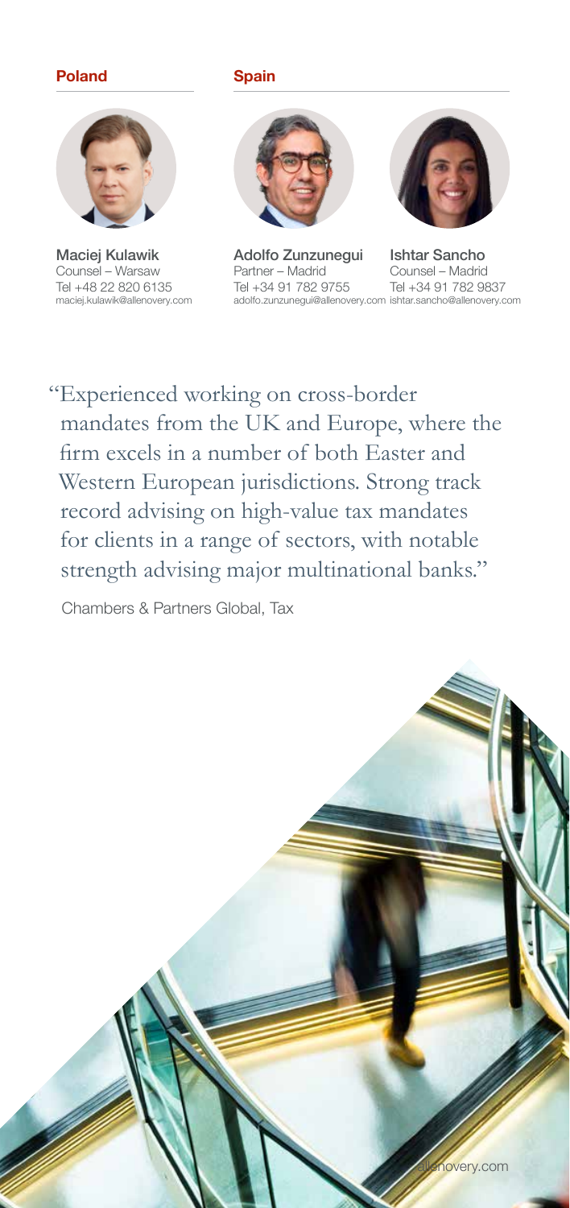## Poland

**Maciej Kulawik**
Counsel – Warsaw
Tel +48 22 820 6135
maciej.kulawik@allenovery.com

## Spain

**Adolfo Zunzunegui**
Partner – Madrid
Tel +34 91 782 9755
adolfo.zunzunegui@allenovery.com

**Ishtar Sancho**
Counsel – Madrid
Tel +34 91 782 9837
ishtar.sancho@allenovery.com

"Experienced working on cross-border mandates from the UK and Europe, where the firm excels in a number of both Easter and Western European jurisdictions. Strong track record advising on high-value tax mandates for clients in a range of sectors, with notable strength advising major multinational banks."

Chambers & Partners Global, Tax

allenovery.com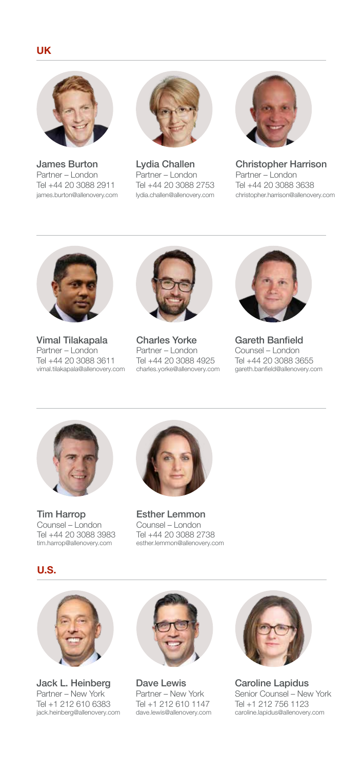## UK

**James Burton**
Partner – London
Tel +44 20 3088 2911
james.burton@allenovery.com

**Lydia Challen**
Partner – London
Tel +44 20 3088 2753
lydia.challen@allenovery.com

**Christopher Harrison**
Partner – London
Tel +44 20 3088 3638
christopher.harrison@allenovery.com

**Vimal Tilakapala**
Partner – London
Tel +44 20 3088 3611
vimal.tilakapala@allenovery.com

**Charles Yorke**
Partner – London
Tel +44 20 3088 4925
charles.yorke@allenovery.com

**Gareth Banfield**
Counsel – London
Tel +44 20 3088 3655
gareth.banfield@allenovery.com

**Tim Harrop**
Counsel – London
Tel +44 20 3088 3983
tim.harrop@allenovery.com

**Esther Lemmon**
Counsel – London
Tel +44 20 3088 2738
esther.lemmon@allenovery.com

## U.S.

**Jack L. Heinberg**
Partner – New York
Tel +1 212 610 6383
jack.heinberg@allenovery.com

**Dave Lewis**
Partner – New York
Tel +1 212 610 1147
dave.lewis@allenovery.com

**Caroline Lapidus**
Senior Counsel – New York
Tel +1 212 756 1123
caroline.lapidus@allenovery.com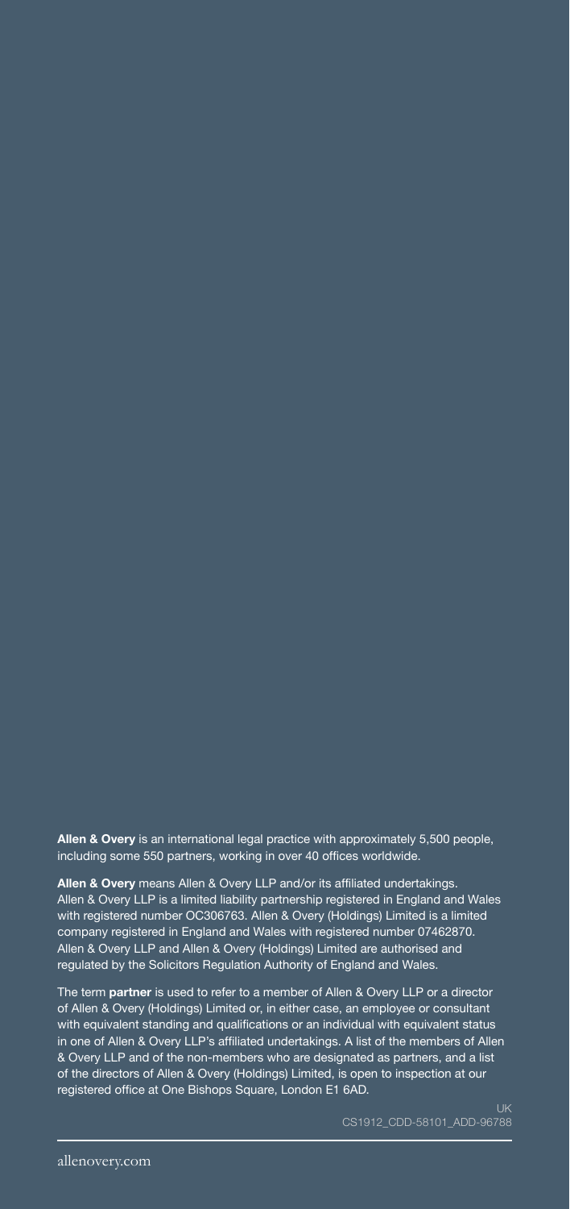**Allen & Overy** is an international legal practice with approximately 5,500 people, including some 550 partners, working in over 40 offices worldwide.

**Allen & Overy** means Allen & Overy LLP and/or its affiliated undertakings. Allen & Overy LLP is a limited liability partnership registered in England and Wales with registered number OC306763. Allen & Overy (Holdings) Limited is a limited company registered in England and Wales with registered number 07462870. Allen & Overy LLP and Allen & Overy (Holdings) Limited are authorised and regulated by the Solicitors Regulation Authority of England and Wales.

The term **partner** is used to refer to a member of Allen & Overy LLP or a director of Allen & Overy (Holdings) Limited or, in either case, an employee or consultant with equivalent standing and qualifications or an individual with equivalent status in one of Allen & Overy LLP's affiliated undertakings. A list of the members of Allen & Overy LLP and of the non-members who are designated as partners, and a list of the directors of Allen & Overy (Holdings) Limited, is open to inspection at our registered office at One Bishops Square, London E1 6AD.

UK
CS1912_CDD-58101_ADD-96788

allenovery.com